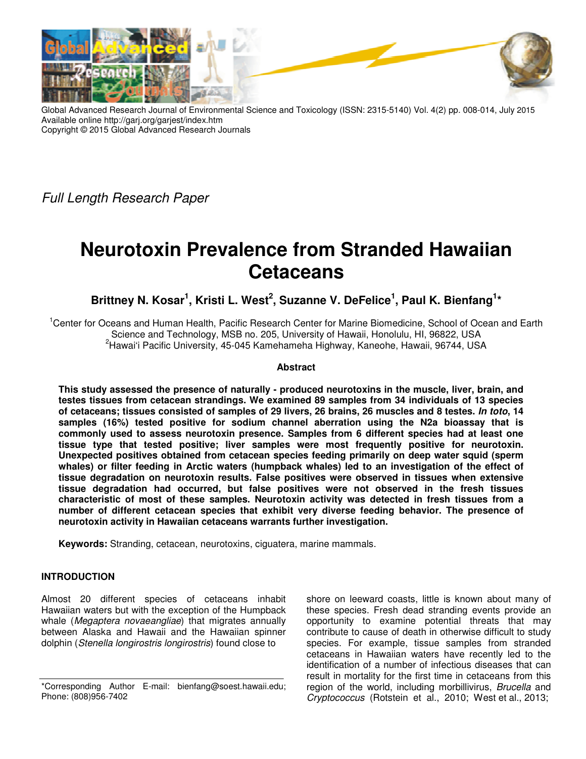Global Advanced Research Journal of Environmental Science and Toxicology (ISSN: 2315-5140) Vol. 4(2) pp. 008-014, July 2015
Available online http://garj.org/garjest/index.htm
Copyright © 2015 Global Advanced Research Journals

*Full Length Research Paper*

# Neurotoxin Prevalence from Stranded Hawaiian Cetaceans

**Brittney N. Kosar[1], Kristi L. West[2], Suzanne V. DeFelice[1], Paul K. Bienfang[1]***

[1]Center for Oceans and Human Health, Pacific Research Center for Marine Biomedicine, School of Ocean and Earth Science and Technology, MSB no. 205, University of Hawaii, Honolulu, HI, 96822, USA
[2]Hawai'i Pacific University, 45-045 Kamehameha Highway, Kaneohe, Hawaii, 96744, USA

### Abstract

**This study assessed the presence of naturally - produced neurotoxins in the muscle, liver, brain, and testes tissues from cetacean strandings. We examined 89 samples from 34 individuals of 13 species of cetaceans; tissues consisted of samples of 29 livers, 26 brains, 26 muscles and 8 testes. *In toto*, 14 samples (16%) tested positive for sodium channel aberration using the N2a bioassay that is commonly used to assess neurotoxin presence. Samples from 6 different species had at least one tissue type that tested positive; liver samples were most frequently positive for neurotoxin. Unexpected positives obtained from cetacean species feeding primarily on deep water squid (sperm whales) or filter feeding in Arctic waters (humpback whales) led to an investigation of the effect of tissue degradation on neurotoxin results. False positives were observed in tissues when extensive tissue degradation had occurred, but false positives were not observed in the fresh tissues characteristic of most of these samples. Neurotoxin activity was detected in fresh tissues from a number of different cetacean species that exhibit very diverse feeding behavior. The presence of neurotoxin activity in Hawaiian cetaceans warrants further investigation.**

**Keywords:** Stranding, cetacean, neurotoxins, ciguatera, marine mammals.

## INTRODUCTION

Almost 20 different species of cetaceans inhabit Hawaiian waters but with the exception of the Humpback whale (*Megaptera novaeangliae*) that migrates annually between Alaska and Hawaii and the Hawaiian spinner dolphin (*Stenella longirostris longirostris*) found close to shore on leeward coasts, little is known about many of these species. Fresh dead stranding events provide an opportunity to examine potential threats that may contribute to cause of death in otherwise difficult to study species. For example, tissue samples from stranded cetaceans in Hawaiian waters have recently led to the identification of a number of infectious diseases that can result in mortality for the first time in cetaceans from this region of the world, including morbillivirus, *Brucella* and *Cryptococcus* (Rotstein et al., 2010; West et al., 2013;

*Corresponding Author E-mail: bienfang@soest.hawaii.edu; Phone: (808)956-7402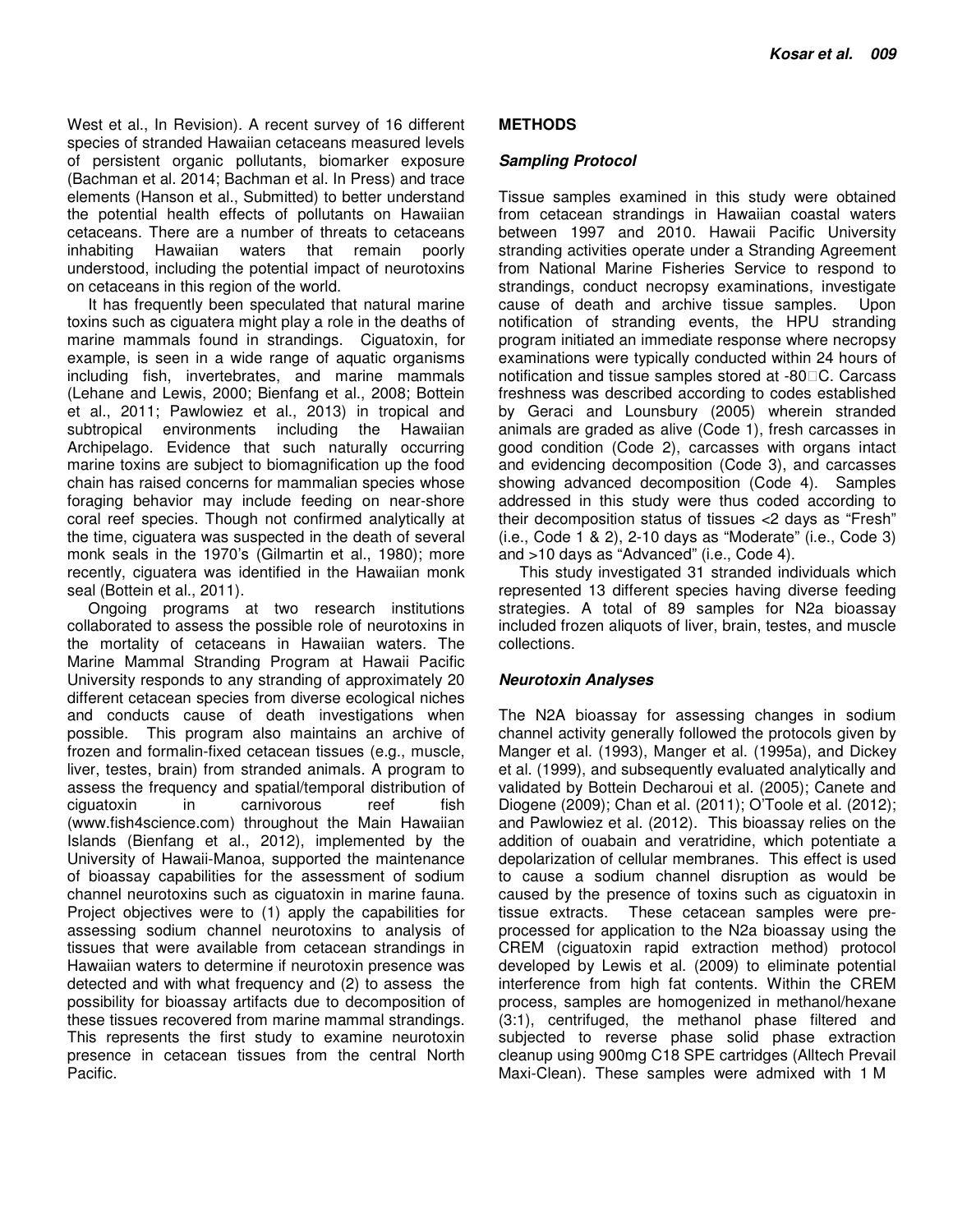West et al., In Revision). A recent survey of 16 different species of stranded Hawaiian cetaceans measured levels of persistent organic pollutants, biomarker exposure (Bachman et al. 2014; Bachman et al. In Press) and trace elements (Hanson et al., Submitted) to better understand the potential health effects of pollutants on Hawaiian cetaceans. There are a number of threats to cetaceans inhabiting Hawaiian waters that remain poorly understood, including the potential impact of neurotoxins on cetaceans in this region of the world.

It has frequently been speculated that natural marine toxins such as ciguatera might play a role in the deaths of marine mammals found in strandings. Ciguatoxin, for example, is seen in a wide range of aquatic organisms including fish, invertebrates, and marine mammals (Lehane and Lewis, 2000; Bienfang et al., 2008; Bottein et al., 2011; Pawlowiez et al., 2013) in tropical and subtropical environments including the Hawaiian Archipelago. Evidence that such naturally occurring marine toxins are subject to biomagnification up the food chain has raised concerns for mammalian species whose foraging behavior may include feeding on near-shore coral reef species. Though not confirmed analytically at the time, ciguatera was suspected in the death of several monk seals in the 1970's (Gilmartin et al., 1980); more recently, ciguatera was identified in the Hawaiian monk seal (Bottein et al., 2011).

Ongoing programs at two research institutions collaborated to assess the possible role of neurotoxins in the mortality of cetaceans in Hawaiian waters. The Marine Mammal Stranding Program at Hawaii Pacific University responds to any stranding of approximately 20 different cetacean species from diverse ecological niches and conducts cause of death investigations when possible. This program also maintains an archive of frozen and formalin-fixed cetacean tissues (e.g., muscle, liver, testes, brain) from stranded animals. A program to assess the frequency and spatial/temporal distribution of ciguatoxin in carnivorous reef fish (www.fish4science.com) throughout the Main Hawaiian Islands (Bienfang et al., 2012), implemented by the University of Hawaii-Manoa, supported the maintenance of bioassay capabilities for the assessment of sodium channel neurotoxins such as ciguatoxin in marine fauna. Project objectives were to (1) apply the capabilities for assessing sodium channel neurotoxins to analysis of tissues that were available from cetacean strandings in Hawaiian waters to determine if neurotoxin presence was detected and with what frequency and (2) to assess the possibility for bioassay artifacts due to decomposition of these tissues recovered from marine mammal strandings. This represents the first study to examine neurotoxin presence in cetacean tissues from the central North Pacific.

## METHODS

### *Sampling Protocol*

Tissue samples examined in this study were obtained from cetacean strandings in Hawaiian coastal waters between 1997 and 2010. Hawaii Pacific University stranding activities operate under a Stranding Agreement from National Marine Fisheries Service to respond to strandings, conduct necropsy examinations, investigate cause of death and archive tissue samples. Upon notification of stranding events, the HPU stranding program initiated an immediate response where necropsy examinations were typically conducted within 24 hours of notification and tissue samples stored at -80°C. Carcass freshness was described according to codes established by Geraci and Lounsbury (2005) wherein stranded animals are graded as alive (Code 1), fresh carcasses in good condition (Code 2), carcasses with organs intact and evidencing decomposition (Code 3), and carcasses showing advanced decomposition (Code 4). Samples addressed in this study were thus coded according to their decomposition status of tissues <2 days as "Fresh" (i.e., Code 1 & 2), 2-10 days as "Moderate" (i.e., Code 3) and >10 days as "Advanced" (i.e., Code 4).

This study investigated 31 stranded individuals which represented 13 different species having diverse feeding strategies. A total of 89 samples for N2a bioassay included frozen aliquots of liver, brain, testes, and muscle collections.

### *Neurotoxin Analyses*

The N2A bioassay for assessing changes in sodium channel activity generally followed the protocols given by Manger et al. (1993), Manger et al. (1995a), and Dickey et al. (1999), and subsequently evaluated analytically and validated by Bottein Decharoui et al. (2005); Canete and Diogene (2009); Chan et al. (2011); O'Toole et al. (2012); and Pawlowiez et al. (2012). This bioassay relies on the addition of ouabain and veratridine, which potentiate a depolarization of cellular membranes. This effect is used to cause a sodium channel disruption as would be caused by the presence of toxins such as ciguatoxin in tissue extracts. These cetacean samples were pre-processed for application to the N2a bioassay using the CREM (ciguatoxin rapid extraction method) protocol developed by Lewis et al. (2009) to eliminate potential interference from high fat contents. Within the CREM process, samples are homogenized in methanol/hexane (3:1), centrifuged, the methanol phase filtered and subjected to reverse phase solid phase extraction cleanup using 900mg C18 SPE cartridges (Alltech Prevail Maxi-Clean). These samples were admixed with 1 M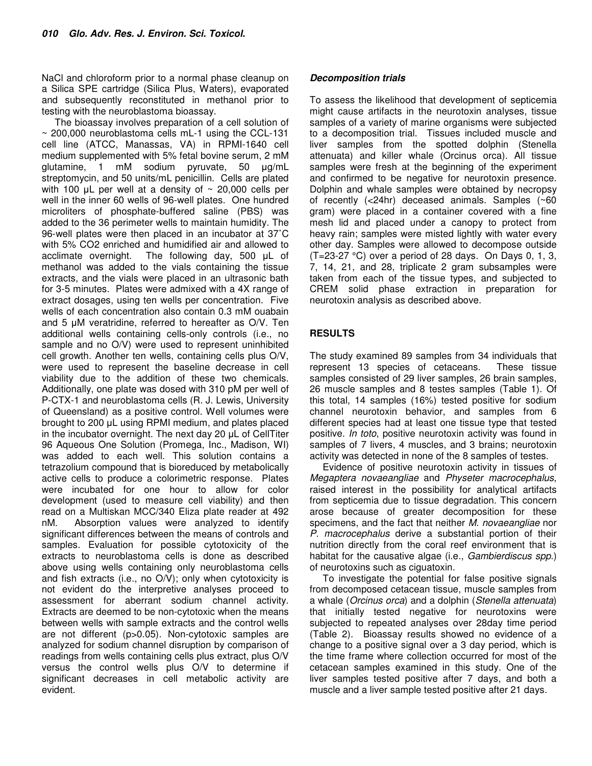NaCl and chloroform prior to a normal phase cleanup on a Silica SPE cartridge (Silica Plus, Waters), evaporated and subsequently reconstituted in methanol prior to testing with the neuroblastoma bioassay.

The bioassay involves preparation of a cell solution of ~ 200,000 neuroblastoma cells mL-1 using the CCL-131 cell line (ATCC, Manassas, VA) in RPMI-1640 cell medium supplemented with 5% fetal bovine serum, 2 mM glutamine, 1 mM sodium pyruvate, 50 µg/mL streptomycin, and 50 units/mL penicillin. Cells are plated with 100 µL per well at a density of ~ 20,000 cells per well in the inner 60 wells of 96-well plates. One hundred microliters of phosphate-buffered saline (PBS) was added to the 36 perimeter wells to maintain humidity. The 96-well plates were then placed in an incubator at 37˚C with 5% CO2 enriched and humidified air and allowed to acclimate overnight. The following day, 500 µL of methanol was added to the vials containing the tissue extracts, and the vials were placed in an ultrasonic bath for 3-5 minutes. Plates were admixed with a 4X range of extract dosages, using ten wells per concentration. Five wells of each concentration also contain 0.3 mM ouabain and 5 µM veratridine, referred to hereafter as O/V. Ten additional wells containing cells-only controls (i.e., no sample and no O/V) were used to represent uninhibited cell growth. Another ten wells, containing cells plus O/V, were used to represent the baseline decrease in cell viability due to the addition of these two chemicals. Additionally, one plate was dosed with 310 pM per well of P-CTX-1 and neuroblastoma cells (R. J. Lewis, University of Queensland) as a positive control. Well volumes were brought to 200 µL using RPMI medium, and plates placed in the incubator overnight. The next day 20 µL of CellTiter 96 Aqueous One Solution (Promega, Inc., Madison, WI) was added to each well. This solution contains a tetrazolium compound that is bioreduced by metabolically active cells to produce a colorimetric response. Plates were incubated for one hour to allow for color development (used to measure cell viability) and then read on a Multiskan MCC/340 Eliza plate reader at 492 nM. Absorption values were analyzed to identify significant differences between the means of controls and samples. Evaluation for possible cytotoxicity of the extracts to neuroblastoma cells is done as described above using wells containing only neuroblastoma cells and fish extracts (i.e., no O/V); only when cytotoxicity is not evident do the interpretive analyses proceed to assessment for aberrant sodium channel activity. Extracts are deemed to be non-cytotoxic when the means between wells with sample extracts and the control wells are not different (p>0.05). Non-cytotoxic samples are analyzed for sodium channel disruption by comparison of readings from wells containing cells plus extract, plus O/V versus the control wells plus O/V to determine if significant decreases in cell metabolic activity are evident.

### *Decomposition trials*

To assess the likelihood that development of septicemia might cause artifacts in the neurotoxin analyses, tissue samples of a variety of marine organisms were subjected to a decomposition trial. Tissues included muscle and liver samples from the spotted dolphin (Stenella attenuata) and killer whale (Orcinus orca). All tissue samples were fresh at the beginning of the experiment and confirmed to be negative for neurotoxin presence. Dolphin and whale samples were obtained by necropsy of recently (<24hr) deceased animals. Samples (~60 gram) were placed in a container covered with a fine mesh lid and placed under a canopy to protect from heavy rain; samples were misted lightly with water every other day. Samples were allowed to decompose outside (T=23-27 °C) over a period of 28 days. On Days 0, 1, 3, 7, 14, 21, and 28, triplicate 2 gram subsamples were taken from each of the tissue types, and subjected to CREM solid phase extraction in preparation for neurotoxin analysis as described above.

## RESULTS

The study examined 89 samples from 34 individuals that represent 13 species of cetaceans. These tissue samples consisted of 29 liver samples, 26 brain samples, 26 muscle samples and 8 testes samples (Table 1). Of this total, 14 samples (16%) tested positive for sodium channel neurotoxin behavior, and samples from 6 different species had at least one tissue type that tested positive. *In toto*, positive neurotoxin activity was found in samples of 7 livers, 4 muscles, and 3 brains; neurotoxin activity was detected in none of the 8 samples of testes.

Evidence of positive neurotoxin activity in tissues of *Megaptera novaeangliae* and *Physeter macrocephalus*, raised interest in the possibility for analytical artifacts from septicemia due to tissue degradation. This concern arose because of greater decomposition for these specimens, and the fact that neither *M. novaeangliae* nor *P. macrocephalus* derive a substantial portion of their nutrition directly from the coral reef environment that is habitat for the causative algae (i.e., *Gambierdiscus spp.*) of neurotoxins such as ciguatoxin.

To investigate the potential for false positive signals from decomposed cetacean tissue, muscle samples from a whale (*Orcinus orca*) and a dolphin (*Stenella attenuata*) that initially tested negative for neurotoxins were subjected to repeated analyses over 28day time period (Table 2). Bioassay results showed no evidence of a change to a positive signal over a 3 day period, which is the time frame where collection occurred for most of the cetacean samples examined in this study. One of the liver samples tested positive after 7 days, and both a muscle and a liver sample tested positive after 21 days.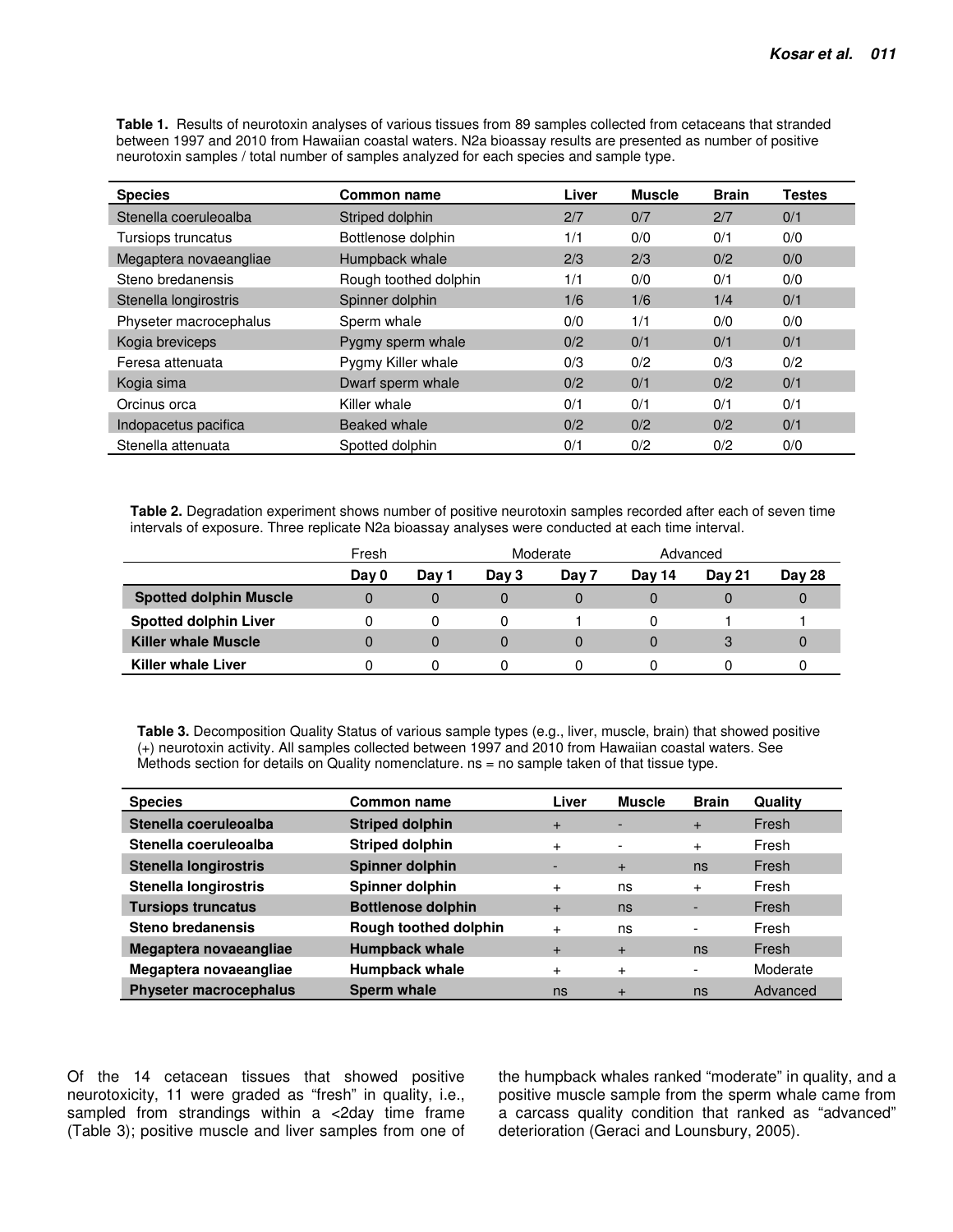**Table 1.** Results of neurotoxin analyses of various tissues from 89 samples collected from cetaceans that stranded between 1997 and 2010 from Hawaiian coastal waters. N2a bioassay results are presented as number of positive neurotoxin samples / total number of samples analyzed for each species and sample type.

| Species | Common name | Liver | Muscle | Brain | Testes |
|---|---|---|---|---|---|
| Stenella coeruleoalba | Striped dolphin | 2/7 | 0/7 | 2/7 | 0/1 |
| Tursiops truncatus | Bottlenose dolphin | 1/1 | 0/0 | 0/1 | 0/0 |
| Megaptera novaeangliae | Humpback whale | 2/3 | 2/3 | 0/2 | 0/0 |
| Steno bredanensis | Rough toothed dolphin | 1/1 | 0/0 | 0/1 | 0/0 |
| Stenella longirostris | Spinner dolphin | 1/6 | 1/6 | 1/4 | 0/1 |
| Physeter macrocephalus | Sperm whale | 0/0 | 1/1 | 0/0 | 0/0 |
| Kogia breviceps | Pygmy sperm whale | 0/2 | 0/1 | 0/1 | 0/1 |
| Feresa attenuata | Pygmy Killer whale | 0/3 | 0/2 | 0/3 | 0/2 |
| Kogia sima | Dwarf sperm whale | 0/2 | 0/1 | 0/2 | 0/1 |
| Orcinus orca | Killer whale | 0/1 | 0/1 | 0/1 | 0/1 |
| Indopacetus pacifica | Beaked whale | 0/2 | 0/2 | 0/2 | 0/1 |
| Stenella attenuata | Spotted dolphin | 0/1 | 0/2 | 0/2 | 0/0 |

**Table 2.** Degradation experiment shows number of positive neurotoxin samples recorded after each of seven time intervals of exposure. Three replicate N2a bioassay analyses were conducted at each time interval.

| | Fresh | | Moderate | | Advanced | | |
|---|---|---|---|---|---|---|---|
| | **Day 0** | **Day 1** | **Day 3** | **Day 7** | **Day 14** | **Day 21** | **Day 28** |
| **Spotted dolphin Muscle** | 0 | 0 | 0 | 0 | 0 | 0 | 0 |
| **Spotted dolphin Liver** | 0 | 0 | 0 | 1 | 0 | 1 | 1 |
| **Killer whale Muscle** | 0 | 0 | 0 | 0 | 0 | 3 | 0 |
| **Killer whale Liver** | 0 | 0 | 0 | 0 | 0 | 0 | 0 |

**Table 3.** Decomposition Quality Status of various sample types (e.g., liver, muscle, brain) that showed positive (+) neurotoxin activity. All samples collected between 1997 and 2010 from Hawaiian coastal waters. See Methods section for details on Quality nomenclature. ns = no sample taken of that tissue type.

| Species | Common name | Liver | Muscle | Brain | Quality |
|---|---|---|---|---|---|
| **Stenella coeruleoalba** | **Striped dolphin** | + | - | + | Fresh |
| **Stenella coeruleoalba** | **Striped dolphin** | + | - | + | Fresh |
| **Stenella longirostris** | **Spinner dolphin** | - | + | ns | Fresh |
| **Stenella longirostris** | **Spinner dolphin** | + | ns | + | Fresh |
| **Tursiops truncatus** | **Bottlenose dolphin** | + | ns | - | Fresh |
| **Steno bredanensis** | **Rough toothed dolphin** | + | ns | - | Fresh |
| **Megaptera novaeangliae** | **Humpback whale** | + | + | ns | Fresh |
| **Megaptera novaeangliae** | **Humpback whale** | + | + | - | Moderate |
| **Physeter macrocephalus** | **Sperm whale** | ns | + | ns | Advanced |

Of the 14 cetacean tissues that showed positive neurotoxicity, 11 were graded as "fresh" in quality, i.e., sampled from strandings within a <2day time frame (Table 3); positive muscle and liver samples from one of the humpback whales ranked "moderate" in quality, and a positive muscle sample from the sperm whale came from a carcass quality condition that ranked as "advanced" deterioration (Geraci and Lounsbury, 2005).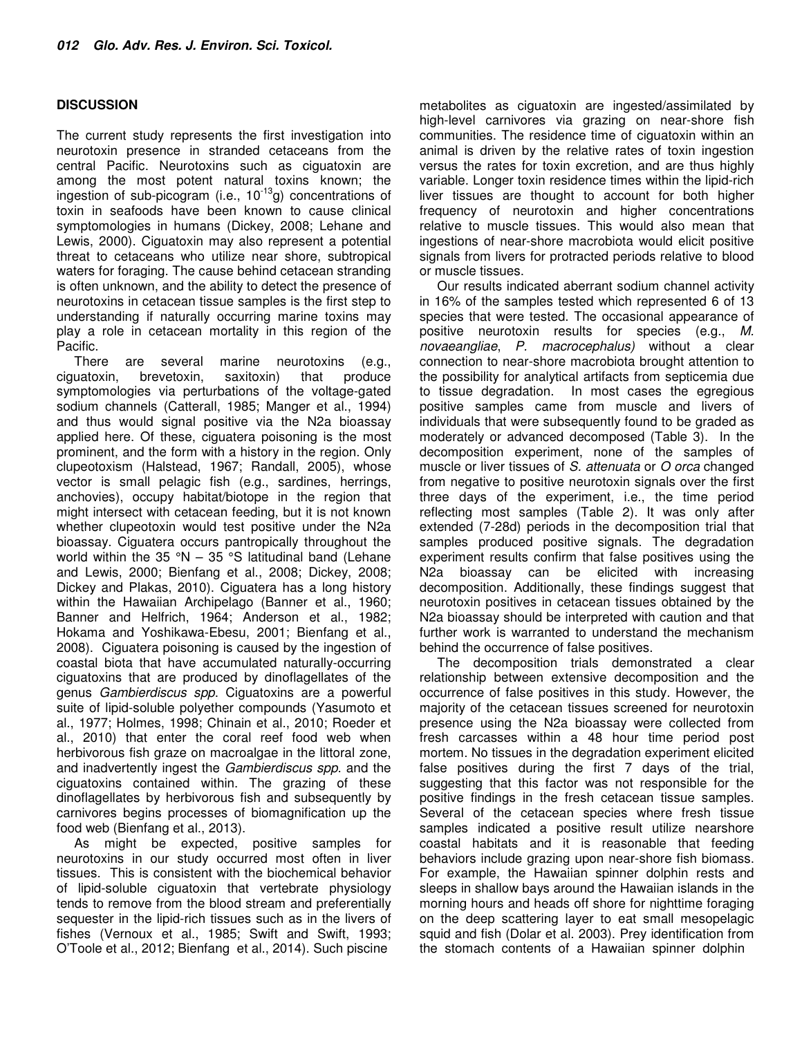## DISCUSSION

The current study represents the first investigation into neurotoxin presence in stranded cetaceans from the central Pacific. Neurotoxins such as ciguatoxin are among the most potent natural toxins known; the ingestion of sub-picogram (i.e., $10^{-13}$g) concentrations of toxin in seafoods have been known to cause clinical symptomologies in humans (Dickey, 2008; Lehane and Lewis, 2000). Ciguatoxin may also represent a potential threat to cetaceans who utilize near shore, subtropical waters for foraging. The cause behind cetacean stranding is often unknown, and the ability to detect the presence of neurotoxins in cetacean tissue samples is the first step to understanding if naturally occurring marine toxins may play a role in cetacean mortality in this region of the Pacific.

There are several marine neurotoxins (e.g., ciguatoxin, brevetoxin, saxitoxin) that produce symptomologies via perturbations of the voltage-gated sodium channels (Catterall, 1985; Manger et al., 1994) and thus would signal positive via the N2a bioassay applied here. Of these, ciguatera poisoning is the most prominent, and the form with a history in the region. Only clupeotoxism (Halstead, 1967; Randall, 2005), whose vector is small pelagic fish (e.g., sardines, herrings, anchovies), occupy habitat/biotope in the region that might intersect with cetacean feeding, but it is not known whether clupeotoxin would test positive under the N2a bioassay. Ciguatera occurs pantropically throughout the world within the 35 °N – 35 °S latitudinal band (Lehane and Lewis, 2000; Bienfang et al., 2008; Dickey, 2008; Dickey and Plakas, 2010). Ciguatera has a long history within the Hawaiian Archipelago (Banner et al., 1960; Banner and Helfrich, 1964; Anderson et al., 1982; Hokama and Yoshikawa-Ebesu, 2001; Bienfang et al., 2008). Ciguatera poisoning is caused by the ingestion of coastal biota that have accumulated naturally-occurring ciguatoxins that are produced by dinoflagellates of the genus *Gambierdiscus spp*. Ciguatoxins are a powerful suite of lipid-soluble polyether compounds (Yasumoto et al., 1977; Holmes, 1998; Chinain et al., 2010; Roeder et al., 2010) that enter the coral reef food web when herbivorous fish graze on macroalgae in the littoral zone, and inadvertently ingest the *Gambierdiscus spp*. and the ciguatoxins contained within. The grazing of these dinoflagellates by herbivorous fish and subsequently by carnivores begins processes of biomagnification up the food web (Bienfang et al., 2013).

As might be expected, positive samples for neurotoxins in our study occurred most often in liver tissues. This is consistent with the biochemical behavior of lipid-soluble ciguatoxin that vertebrate physiology tends to remove from the blood stream and preferentially sequester in the lipid-rich tissues such as in the livers of fishes (Vernoux et al., 1985; Swift and Swift, 1993; O'Toole et al., 2012; Bienfang et al., 2014). Such piscine metabolites as ciguatoxin are ingested/assimilated by high-level carnivores via grazing on near-shore fish communities. The residence time of ciguatoxin within an animal is driven by the relative rates of toxin ingestion versus the rates for toxin excretion, and are thus highly variable. Longer toxin residence times within the lipid-rich liver tissues are thought to account for both higher frequency of neurotoxin and higher concentrations relative to muscle tissues. This would also mean that ingestions of near-shore macrobiota would elicit positive signals from livers for protracted periods relative to blood or muscle tissues.

Our results indicated aberrant sodium channel activity in 16% of the samples tested which represented 6 of 13 species that were tested. The occasional appearance of positive neurotoxin results for species (e.g., *M. novaeangliae*, *P. macrocephalus)* without a clear connection to near-shore macrobiota brought attention to the possibility for analytical artifacts from septicemia due to tissue degradation. In most cases the egregious positive samples came from muscle and livers of individuals that were subsequently found to be graded as moderately or advanced decomposed (Table 3). In the decomposition experiment, none of the samples of muscle or liver tissues of *S. attenuata* or *O orca* changed from negative to positive neurotoxin signals over the first three days of the experiment, i.e., the time period reflecting most samples (Table 2). It was only after extended (7-28d) periods in the decomposition trial that samples produced positive signals. The degradation experiment results confirm that false positives using the N2a bioassay can be elicited with increasing decomposition. Additionally, these findings suggest that neurotoxin positives in cetacean tissues obtained by the N2a bioassay should be interpreted with caution and that further work is warranted to understand the mechanism behind the occurrence of false positives.

The decomposition trials demonstrated a clear relationship between extensive decomposition and the occurrence of false positives in this study. However, the majority of the cetacean tissues screened for neurotoxin presence using the N2a bioassay were collected from fresh carcasses within a 48 hour time period post mortem. No tissues in the degradation experiment elicited false positives during the first 7 days of the trial, suggesting that this factor was not responsible for the positive findings in the fresh cetacean tissue samples. Several of the cetacean species where fresh tissue samples indicated a positive result utilize nearshore coastal habitats and it is reasonable that feeding behaviors include grazing upon near-shore fish biomass. For example, the Hawaiian spinner dolphin rests and sleeps in shallow bays around the Hawaiian islands in the morning hours and heads off shore for nighttime foraging on the deep scattering layer to eat small mesopelagic squid and fish (Dolar et al. 2003). Prey identification from the stomach contents of a Hawaiian spinner dolphin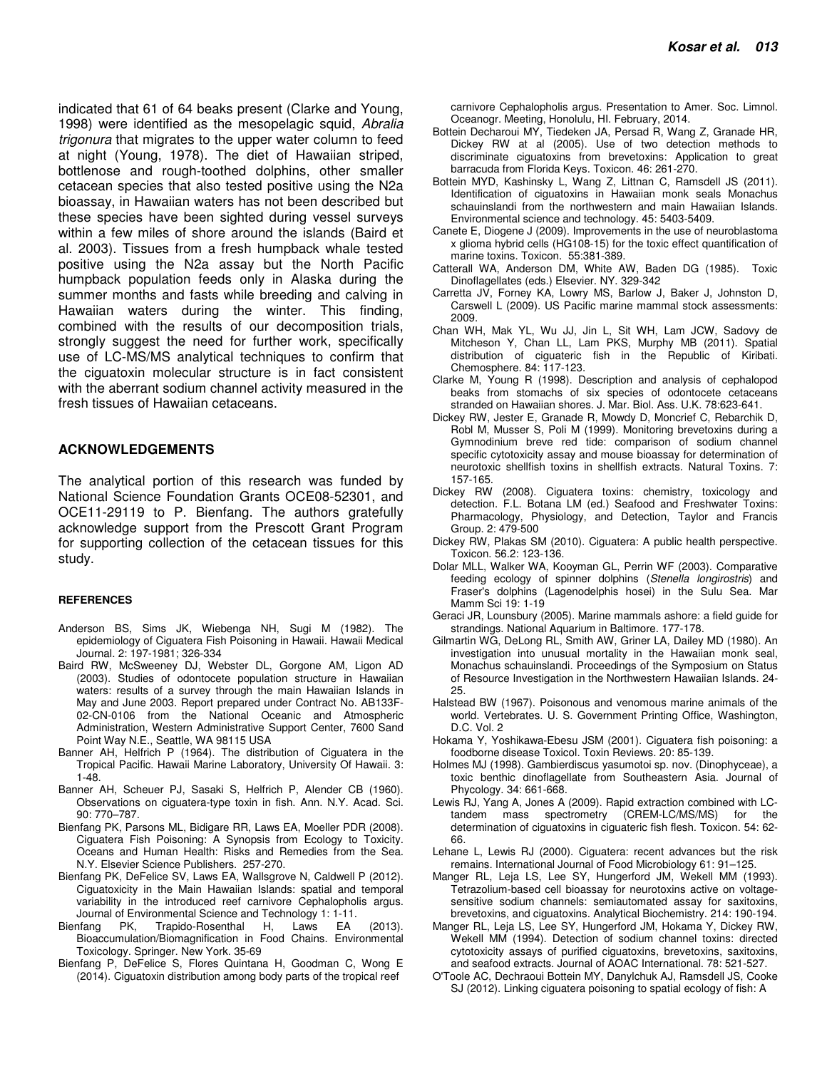indicated that 61 of 64 beaks present (Clarke and Young, 1998) were identified as the mesopelagic squid, *Abralia trigonura* that migrates to the upper water column to feed at night (Young, 1978). The diet of Hawaiian striped, bottlenose and rough-toothed dolphins, other smaller cetacean species that also tested positive using the N2a bioassay, in Hawaiian waters has not been described but these species have been sighted during vessel surveys within a few miles of shore around the islands (Baird et al. 2003). Tissues from a fresh humpback whale tested positive using the N2a assay but the North Pacific humpback population feeds only in Alaska during the summer months and fasts while breeding and calving in Hawaiian waters during the winter. This finding, combined with the results of our decomposition trials, strongly suggest the need for further work, specifically use of LC-MS/MS analytical techniques to confirm that the ciguatoxin molecular structure is in fact consistent with the aberrant sodium channel activity measured in the fresh tissues of Hawaiian cetaceans.

## ACKNOWLEDGEMENTS

The analytical portion of this research was funded by National Science Foundation Grants OCE08-52301, and OCE11-29119 to P. Bienfang. The authors gratefully acknowledge support from the Prescott Grant Program for supporting collection of the cetacean tissues for this study.

### REFERENCES

Anderson BS, Sims JK, Wiebenga NH, Sugi M (1982). The epidemiology of Ciguatera Fish Poisoning in Hawaii. Hawaii Medical Journal. 2: 197-1981; 326-334

Baird RW, McSweeney DJ, Webster DL, Gorgone AM, Ligon AD (2003). Studies of odontocete population structure in Hawaiian waters: results of a survey through the main Hawaiian Islands in May and June 2003. Report prepared under Contract No. AB133F-02-CN-0106 from the National Oceanic and Atmospheric Administration, Western Administrative Support Center, 7600 Sand Point Way N.E., Seattle, WA 98115 USA

Banner AH, Helfrich P (1964). The distribution of Ciguatera in the Tropical Pacific. Hawaii Marine Laboratory, University Of Hawaii. 3: 1-48.

Banner AH, Scheuer PJ, Sasaki S, Helfrich P, Alender CB (1960). Observations on ciguatera-type toxin in fish. Ann. N.Y. Acad. Sci. 90: 770–787.

Bienfang PK, Parsons ML, Bidigare RR, Laws EA, Moeller PDR (2008). Ciguatera Fish Poisoning: A Synopsis from Ecology to Toxicity. Oceans and Human Health: Risks and Remedies from the Sea. N.Y. Elsevier Science Publishers. 257-270.

Bienfang PK, DeFelice SV, Laws EA, Wallsgrove N, Caldwell P (2012). Ciguatoxicity in the Main Hawaiian Islands: spatial and temporal variability in the introduced reef carnivore Cephalopholis argus. Journal of Environmental Science and Technology 1: 1-11.

Bienfang PK, Trapido-Rosenthal H, Laws EA (2013). Bioaccumulation/Biomagnification in Food Chains. Environmental Toxicology. Springer. New York. 35-69

Bienfang P, DeFelice S, Flores Quintana H, Goodman C, Wong E (2014). Ciguatoxin distribution among body parts of the tropical reef carnivore Cephalopholis argus. Presentation to Amer. Soc. Limnol. Oceanogr. Meeting, Honolulu, HI. February, 2014.

Bottein Dechraoui MY, Tiedeken JA, Persad R, Wang Z, Granade HR, Dickey RW at al (2005). Use of two detection methods to discriminate ciguatoxins from brevetoxins: Application to great barracuda from Florida Keys. Toxicon. 46: 261-270.

Bottein MYD, Kashinsky L, Wang Z, Littnan C, Ramsdell JS (2011). Identification of ciguatoxins in Hawaiian monk seals Monachus schauinslandi from the northwestern and main Hawaiian Islands. Environmental science and technology. 45: 5403-5409.

Canete E, Diogene J (2009). Improvements in the use of neuroblastoma x glioma hybrid cells (HG108-15) for the toxic effect quantification of marine toxins. Toxicon. 55:381-389.

Catterall WA, Anderson DM, White AW, Baden DG (1985). Toxic Dinoflagellates (eds.) Elsevier. NY. 329-342

Carretta JV, Forney KA, Lowry MS, Barlow J, Baker J, Johnston D, Carswell L (2009). US Pacific marine mammal stock assessments: 2009.

Chan WH, Mak YL, Wu JJ, Jin L, Sit WH, Lam JCW, Sadovy de Mitcheson Y, Chan LL, Lam PKS, Murphy MB (2011). Spatial distribution of ciguateric fish in the Republic of Kiribati. Chemosphere. 84: 117-123.

Clarke M, Young R (1998). Description and analysis of cephalopod beaks from stomachs of six species of odontocete cetaceans stranded on Hawaiian shores. J. Mar. Biol. Ass. U.K. 78:623-641.

Dickey RW, Jester E, Granade R, Mowdy D, Moncrief C, Rebarchik D, Robl M, Musser S, Poli M (1999). Monitoring brevetoxins during a Gymnodinium breve red tide: comparison of sodium channel specific cytotoxicity assay and mouse bioassay for determination of neurotoxic shellfish toxins in shellfish extracts. Natural Toxins. 7: 157-165.

Dickey RW (2008). Ciguatera toxins: chemistry, toxicology and detection. F.L. Botana LM (ed.) Seafood and Freshwater Toxins: Pharmacology, Physiology, and Detection, Taylor and Francis Group. 2: 479-500

Dickey RW, Plakas SM (2010). Ciguatera: A public health perspective. Toxicon. 56.2: 123-136.

Dolar MLL, Walker WA, Kooyman GL, Perrin WF (2003). Comparative feeding ecology of spinner dolphins (*Stenella longirostris*) and Fraser's dolphins (Lagenodelphis hosei) in the Sulu Sea. Mar Mamm Sci 19: 1-19

Geraci JR, Lounsbury (2005). Marine mammals ashore: a field guide for strandings. National Aquarium in Baltimore. 177-178.

Gilmartin WG, DeLong RL, Smith AW, Griner LA, Dailey MD (1980). An investigation into unusual mortality in the Hawaiian monk seal, Monachus schauinslandi. Proceedings of the Symposium on Status of Resource Investigation in the Northwestern Hawaiian Islands. 24-25.

Halstead BW (1967). Poisonous and venomous marine animals of the world. Vertebrates. U. S. Government Printing Office, Washington, D.C. Vol. 2

Hokama Y, Yoshikawa-Ebesu JSM (2001). Ciguatera fish poisoning: a foodborne disease Toxicol. Toxin Reviews. 20: 85-139.

Holmes MJ (1998). Gambierdiscus yasumotoi sp. nov. (Dinophyceae), a toxic benthic dinoflagellate from Southeastern Asia. Journal of Phycology. 34: 661-668.

Lewis RJ, Yang A, Jones A (2009). Rapid extraction combined with LC-tandem mass spectrometry (CREM-LC/MS/MS) for the determination of ciguatoxins in ciguateric fish flesh. Toxicon. 54: 62-66.

Lehane L, Lewis RJ (2000). Ciguatera: recent advances but the risk remains. International Journal of Food Microbiology 61: 91–125.

Manger RL, Leja LS, Lee SY, Hungerford JM, Wekell MM (1993). Tetrazolium-based cell bioassay for neurotoxins active on voltage-sensitive sodium channels: semiautomated assay for saxitoxins, brevetoxins, and ciguatoxins. Analytical Biochemistry. 214: 190-194.

Manger RL, Leja LS, Lee SY, Hungerford JM, Hokama Y, Dickey RW, Wekell MM (1994). Detection of sodium channel toxins: directed cytotoxicity assays of purified ciguatoxins, brevetoxins, saxitoxins, and seafood extracts. Journal of AOAC International. 78: 521-527.

O'Toole AC, Dechraoui Bottein MY, Danylchuk AJ, Ramsdell JS, Cooke SJ (2012). Linking ciguatera poisoning to spatial ecology of fish: A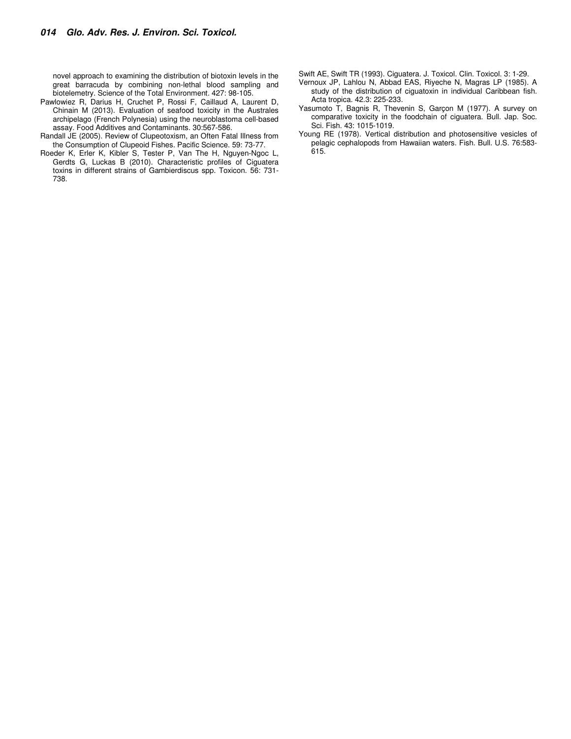novel approach to examining the distribution of biotoxin levels in the great barracuda by combining non-lethal blood sampling and biotelemetry. Science of the Total Environment. 427: 98-105.

Pawlowiez R, Darius H, Cruchet P, Rossi F, Caillaud A, Laurent D, Chinain M (2013). Evaluation of seafood toxicity in the Australes archipelago (French Polynesia) using the neuroblastoma cell-based assay. Food Additives and Contaminants. 30:567-586.

Randall JE (2005). Review of Clupeotoxism, an Often Fatal Illness from the Consumption of Clupeoid Fishes. Pacific Science. 59: 73-77.

Roeder K, Erler K, Kibler S, Tester P, Van The H, Nguyen-Ngoc L, Gerdts G, Luckas B (2010). Characteristic profiles of Ciguatera toxins in different strains of Gambierdiscus spp. Toxicon. 56: 731-738.

Swift AE, Swift TR (1993). Ciguatera. J. Toxicol. Clin. Toxicol. 3: 1-29.

Vernoux JP, Lahlou N, Abbad EAS, Riyeche N, Magras LP (1985). A study of the distribution of ciguatoxin in individual Caribbean fish. Acta tropica. 42.3: 225-233.

Yasumoto T, Bagnis R, Thevenin S, Garçon M (1977). A survey on comparative toxicity in the foodchain of ciguatera. Bull. Jap. Soc. Sci. Fish. 43: 1015-1019.

Young RE (1978). Vertical distribution and photosensitive vesicles of pelagic cephalopods from Hawaiian waters. Fish. Bull. U.S. 76:583-615.